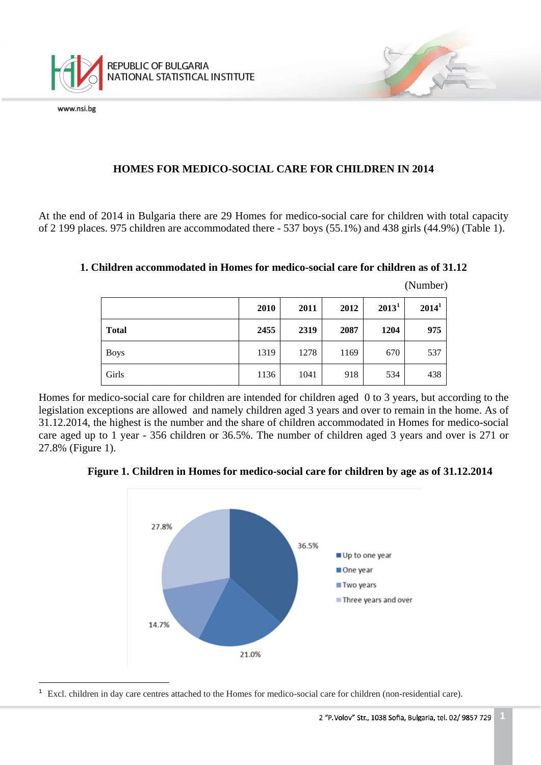# HOMES FOR MEDICO-SOCIAL CARE FOR CHILDREN IN 2014

At the end of 2014 in Bulgaria there are 29 Homes for medico-social care for children with total capacity of 2 199 places. 975 children are accommodated there - 537 boys (55.1%) and 438 girls (44.9%) (Table 1).

**1. Children accommodated in Homes for medico-social care for children as of 31.12**

(Number)

| | 2010 | 2011 | 2012 | 2013[1] | 2014[1] |
|---|---|---|---|---|---|
| **Total** | **2455** | **2319** | **2087** | **1204** | **975** |
| Boys | 1319 | 1278 | 1169 | 670 | 537 |
| Girls | 1136 | 1041 | 918 | 534 | 438 |

Homes for medico-social care for children are intended for children aged 0 to 3 years, but according to the legislation exceptions are allowed and namely children aged 3 years and over to remain in the home. As of 31.12.2014, the highest is the number and the share of children accommodated in Homes for medico-social care aged up to 1 year - 356 children or 36.5%. The number of children aged 3 years and over is 271 or 27.8% (Figure 1).

**Figure 1. Children in Homes for medico-social care for children by age as of 31.12.2014**

| Age | Share |
|---|---|
| Up to one year | 36.5% |
| One year | 21.0% |
| Two years | 14.7% |
| Three years and over | 27.8% |

[1] Excl. children in day care centres attached to the Homes for medico-social care for children (non-residential care).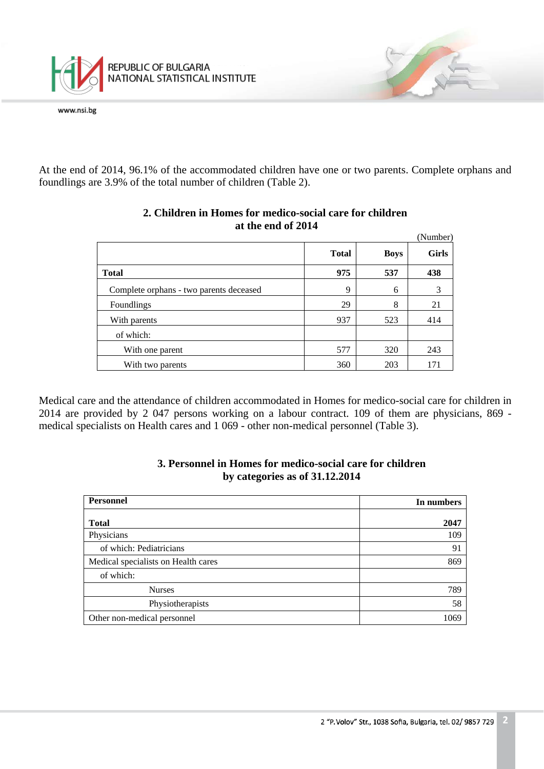At the end of 2014, 96.1% of the accommodated children have one or two parents. Complete orphans and foundlings are 3.9% of the total number of children (Table 2).

### 2. Children in Homes for medico-social care for children at the end of 2014

(Number)

| | Total | Boys | Girls |
|---|---|---|---|
| **Total** | **975** | **537** | **438** |
| Complete orphans - two parents deceased | 9 | 6 | 3 |
| Foundlings | 29 | 8 | 21 |
| With parents | 937 | 523 | 414 |
| of which: | | | |
| With one parent | 577 | 320 | 243 |
| With two parents | 360 | 203 | 171 |

Medical care and the attendance of children accommodated in Homes for medico-social care for children in 2014 are provided by 2 047 persons working on a labour contract. 109 of them are physicians, 869 - medical specialists on Health cares and 1 069 - other non-medical personnel (Table 3).

### 3. Personnel in Homes for medico-social care for children by categories as of 31.12.2014

| Personnel | In numbers |
|---|---|
| **Total** | **2047** |
| Physicians | 109 |
| of which: Pediatricians | 91 |
| Medical specialists on Health cares | 869 |
| of which: | |
| Nurses | 789 |
| Physiotherapists | 58 |
| Other non-medical personnel | 1069 |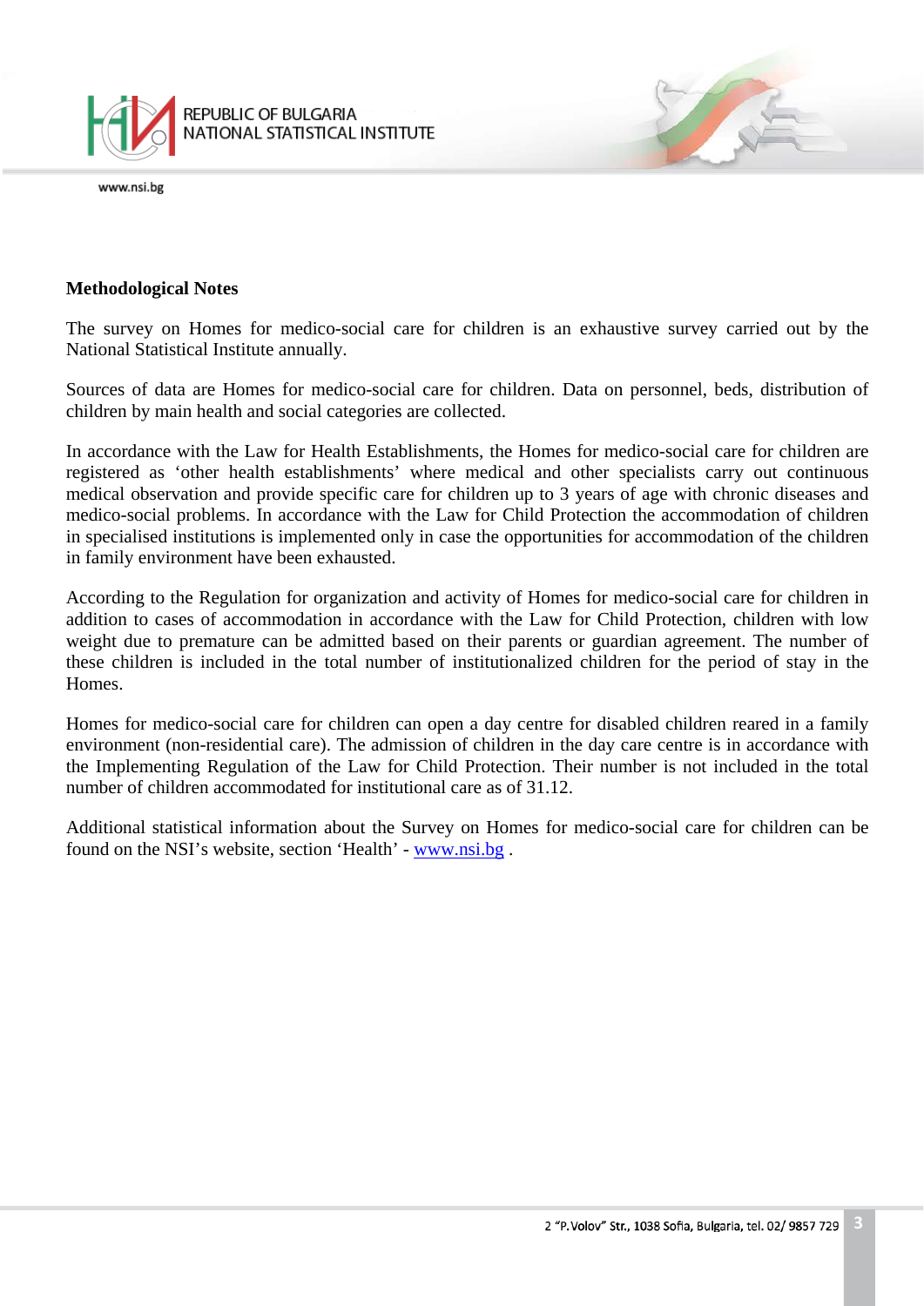## Methodological Notes

The survey on Homes for medico-social care for children is an exhaustive survey carried out by the National Statistical Institute annually.

Sources of data are Homes for medico-social care for children. Data on personnel, beds, distribution of children by main health and social categories are collected.

In accordance with the Law for Health Establishments, the Homes for medico-social care for children are registered as 'other health establishments' where medical and other specialists carry out continuous medical observation and provide specific care for children up to 3 years of age with chronic diseases and medico-social problems. In accordance with the Law for Child Protection the accommodation of children in specialised institutions is implemented only in case the opportunities for accommodation of the children in family environment have been exhausted.

According to the Regulation for organization and activity of Homes for medico-social care for children in addition to cases of accommodation in accordance with the Law for Child Protection, children with low weight due to premature can be admitted based on their parents or guardian agreement. The number of these children is included in the total number of institutionalized children for the period of stay in the Homes.

Homes for medico-social care for children can open a day centre for disabled children reared in a family environment (non-residential care). The admission of children in the day care centre is in accordance with the Implementing Regulation of the Law for Child Protection. Their number is not included in the total number of children accommodated for institutional care as of 31.12.

Additional statistical information about the Survey on Homes for medico-social care for children can be found on the NSI's website, section 'Health' - www.nsi.bg .